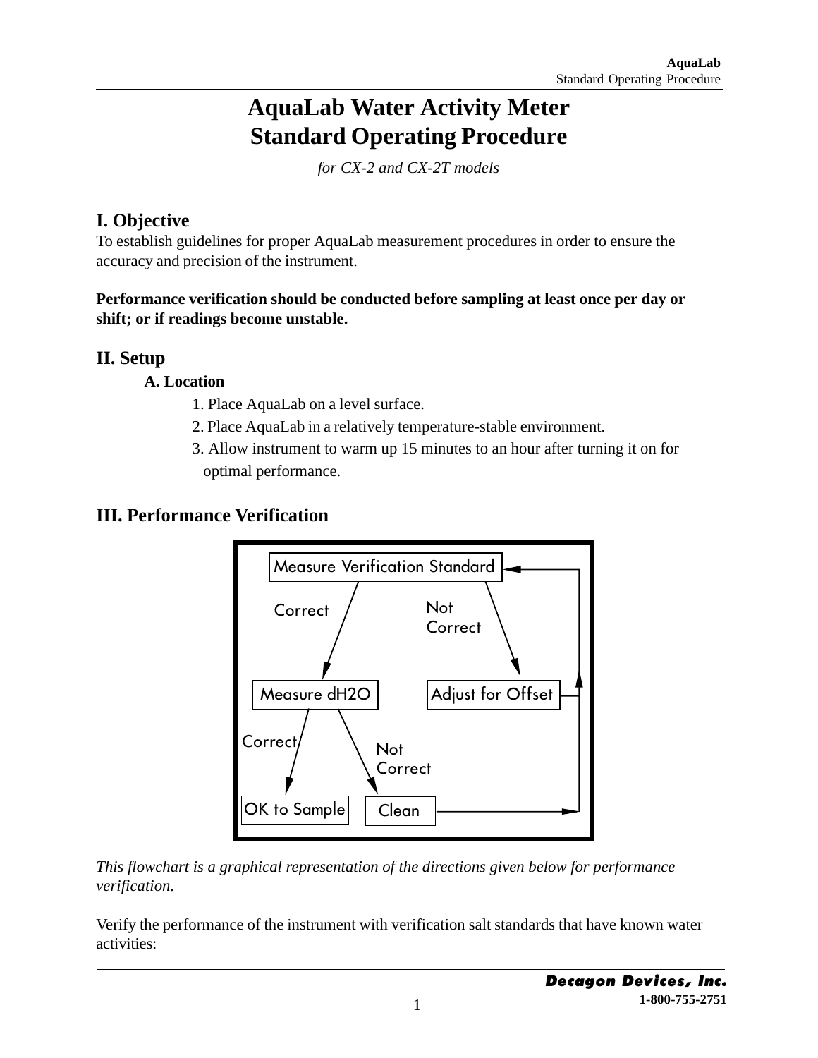# AquaLab Water Activity Meter
# Standard Operating Procedure

*for CX-2 and CX-2T models*

## I. Objective

To establish guidelines for proper AquaLab measurement procedures in order to ensure the accuracy and precision of the instrument.

**Performance verification should be conducted before sampling at least once per day or shift; or if readings become unstable.**

## II. Setup

### A. Location

1. Place AquaLab on a level surface.
2. Place AquaLab in a relatively temperature-stable environment.
3. Allow instrument to warm up 15 minutes to an hour after turning it on for optimal performance.

## III. Performance Verification

Measure Verification Standard
- Correct → Measure dH2O
  - Correct → OK to Sample
  - Not Correct → Clean → Measure Verification Standard
- Not Correct → Adjust for Offset → Measure Verification Standard

*This flowchart is a graphical representation of the directions given below for performance verification.*

Verify the performance of the instrument with verification salt standards that have known water activities: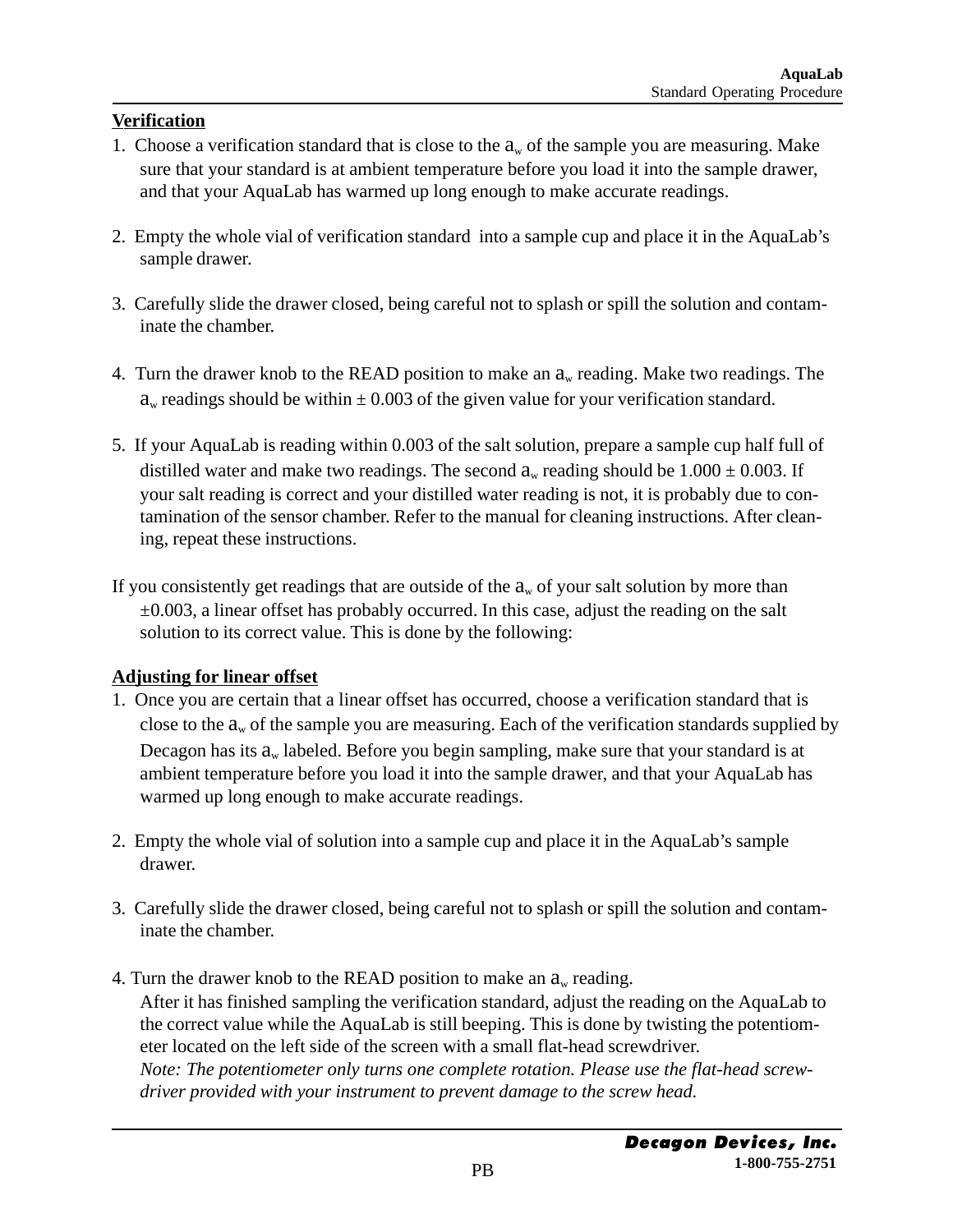**Verification**

1. Choose a verification standard that is close to the $a_w$ of the sample you are measuring. Make sure that your standard is at ambient temperature before you load it into the sample drawer, and that your AquaLab has warmed up long enough to make accurate readings.

2. Empty the whole vial of verification standard into a sample cup and place it in the AquaLab's sample drawer.

3. Carefully slide the drawer closed, being careful not to splash or spill the solution and contaminate the chamber.

4. Turn the drawer knob to the READ position to make an $a_w$ reading. Make two readings. The $a_w$ readings should be within ± 0.003 of the given value for your verification standard.

5. If your AquaLab is reading within 0.003 of the salt solution, prepare a sample cup half full of distilled water and make two readings. The second $a_w$ reading should be 1.000 ± 0.003. If your salt reading is correct and your distilled water reading is not, it is probably due to contamination of the sensor chamber. Refer to the manual for cleaning instructions. After cleaning, repeat these instructions.

If you consistently get readings that are outside of the $a_w$ of your salt solution by more than ±0.003, a linear offset has probably occurred. In this case, adjust the reading on the salt solution to its correct value. This is done by the following:

**Adjusting for linear offset**

1. Once you are certain that a linear offset has occurred, choose a verification standard that is close to the $a_w$ of the sample you are measuring. Each of the verification standards supplied by Decagon has its $a_w$ labeled. Before you begin sampling, make sure that your standard is at ambient temperature before you load it into the sample drawer, and that your AquaLab has warmed up long enough to make accurate readings.

2. Empty the whole vial of solution into a sample cup and place it in the AquaLab's sample drawer.

3. Carefully slide the drawer closed, being careful not to splash or spill the solution and contaminate the chamber.

4. Turn the drawer knob to the READ position to make an $a_w$ reading.
   After it has finished sampling the verification standard, adjust the reading on the AquaLab to the correct value while the AquaLab is still beeping. This is done by twisting the potentiometer located on the left side of the screen with a small flat-head screwdriver.
   *Note: The potentiometer only turns one complete rotation. Please use the flat-head screwdriver provided with your instrument to prevent damage to the screw head.*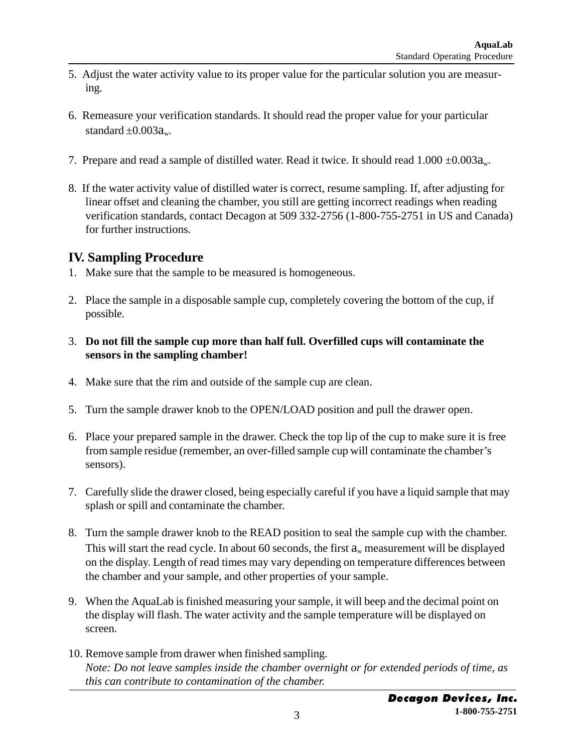5. Adjust the water activity value to its proper value for the particular solution you are measuring.

6. Remeasure your verification standards. It should read the proper value for your particular standard ±0.003$a_w$.

7. Prepare and read a sample of distilled water. Read it twice. It should read 1.000 ±0.003$a_w$.

8. If the water activity value of distilled water is correct, resume sampling. If, after adjusting for linear offset and cleaning the chamber, you still are getting incorrect readings when reading verification standards, contact Decagon at 509 332-2756 (1-800-755-2751 in US and Canada) for further instructions.

## IV. Sampling Procedure

1. Make sure that the sample to be measured is homogeneous.

2. Place the sample in a disposable sample cup, completely covering the bottom of the cup, if possible.

3. **Do not fill the sample cup more than half full. Overfilled cups will contaminate the sensors in the sampling chamber!**

4. Make sure that the rim and outside of the sample cup are clean.

5. Turn the sample drawer knob to the OPEN/LOAD position and pull the drawer open.

6. Place your prepared sample in the drawer. Check the top lip of the cup to make sure it is free from sample residue (remember, an over-filled sample cup will contaminate the chamber's sensors).

7. Carefully slide the drawer closed, being especially careful if you have a liquid sample that may splash or spill and contaminate the chamber.

8. Turn the sample drawer knob to the READ position to seal the sample cup with the chamber. This will start the read cycle. In about 60 seconds, the first $a_w$ measurement will be displayed on the display. Length of read times may vary depending on temperature differences between the chamber and your sample, and other properties of your sample.

9. When the AquaLab is finished measuring your sample, it will beep and the decimal point on the display will flash. The water activity and the sample temperature will be displayed on screen.

10. Remove sample from drawer when finished sampling.
    *Note: Do not leave samples inside the chamber overnight or for extended periods of time, as this can contribute to contamination of the chamber.*